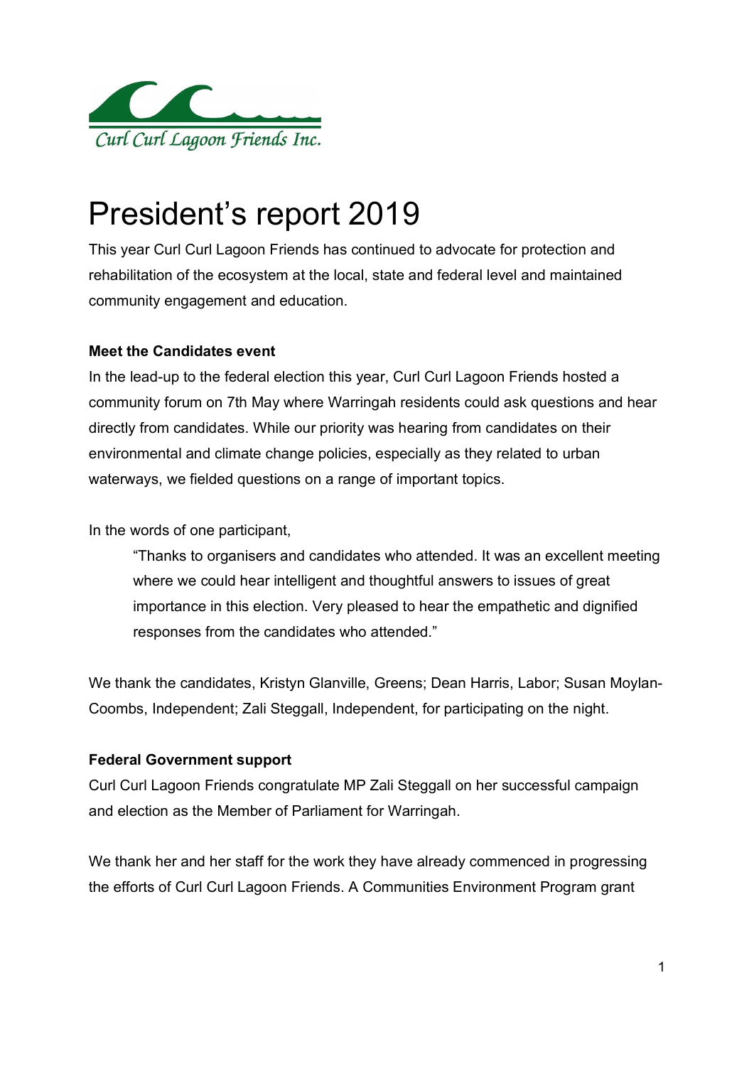Curl Curl Lagoon Friends Inc.

# President's report 2019

This year Curl Curl Lagoon Friends has continued to advocate for protection and rehabilitation of the ecosystem at the local, state and federal level and maintained community engagement and education.

**Meet the Candidates event**

In the lead-up to the federal election this year, Curl Curl Lagoon Friends hosted a community forum on 7th May where Warringah residents could ask questions and hear directly from candidates. While our priority was hearing from candidates on their environmental and climate change policies, especially as they related to urban waterways, we fielded questions on a range of important topics.

In the words of one participant,

> "Thanks to organisers and candidates who attended. It was an excellent meeting where we could hear intelligent and thoughtful answers to issues of great importance in this election. Very pleased to hear the empathetic and dignified responses from the candidates who attended."

We thank the candidates, Kristyn Glanville, Greens; Dean Harris, Labor; Susan Moylan-Coombs, Independent; Zali Steggall, Independent, for participating on the night.

**Federal Government support**

Curl Curl Lagoon Friends congratulate MP Zali Steggall on her successful campaign and election as the Member of Parliament for Warringah.

We thank her and her staff for the work they have already commenced in progressing the efforts of Curl Curl Lagoon Friends. A Communities Environment Program grant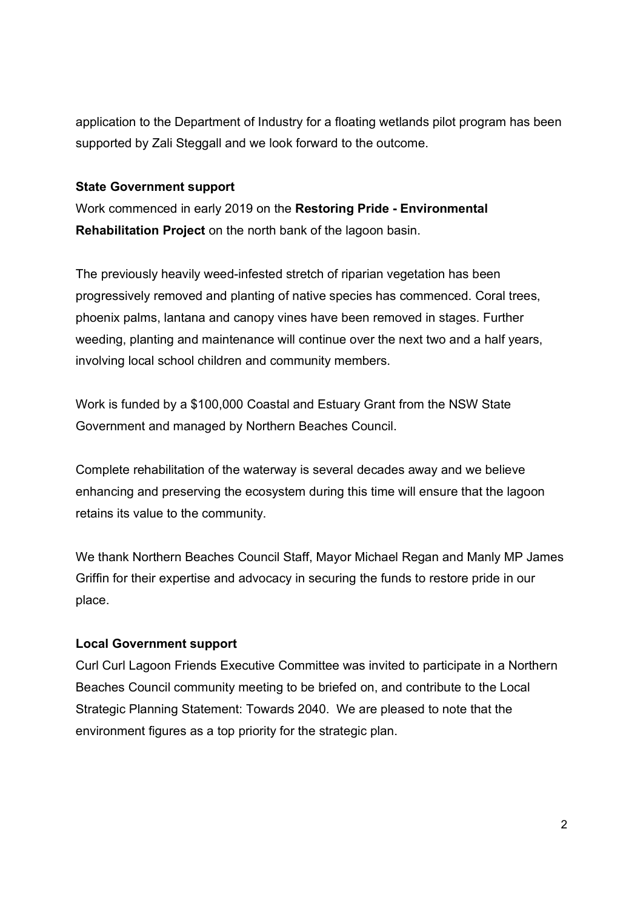application to the Department of Industry for a floating wetlands pilot program has been supported by Zali Steggall and we look forward to the outcome.

**State Government support**

Work commenced in early 2019 on the **Restoring Pride - Environmental Rehabilitation Project** on the north bank of the lagoon basin.

The previously heavily weed-infested stretch of riparian vegetation has been progressively removed and planting of native species has commenced. Coral trees, phoenix palms, lantana and canopy vines have been removed in stages. Further weeding, planting and maintenance will continue over the next two and a half years, involving local school children and community members.

Work is funded by a $100,000 Coastal and Estuary Grant from the NSW State Government and managed by Northern Beaches Council.

Complete rehabilitation of the waterway is several decades away and we believe enhancing and preserving the ecosystem during this time will ensure that the lagoon retains its value to the community.

We thank Northern Beaches Council Staff, Mayor Michael Regan and Manly MP James Griffin for their expertise and advocacy in securing the funds to restore pride in our place.

**Local Government support**

Curl Curl Lagoon Friends Executive Committee was invited to participate in a Northern Beaches Council community meeting to be briefed on, and contribute to the Local Strategic Planning Statement: Towards 2040. We are pleased to note that the environment figures as a top priority for the strategic plan.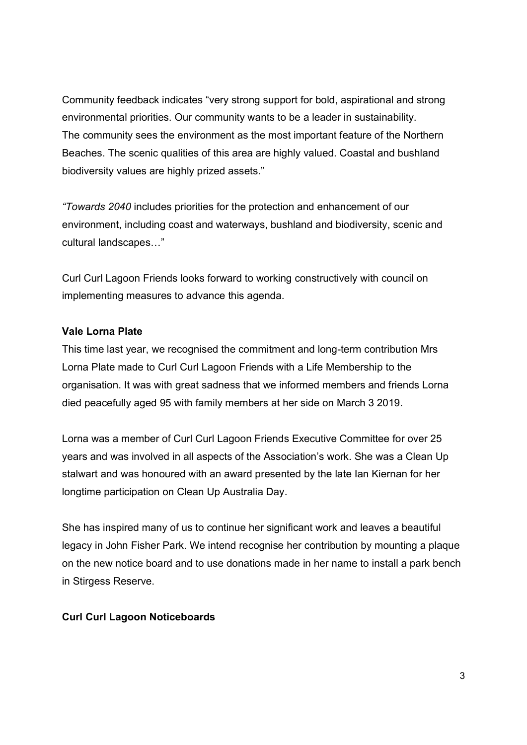Community feedback indicates "very strong support for bold, aspirational and strong environmental priorities. Our community wants to be a leader in sustainability. The community sees the environment as the most important feature of the Northern Beaches. The scenic qualities of this area are highly valued. Coastal and bushland biodiversity values are highly prized assets."

"*Towards 2040* includes priorities for the protection and enhancement of our environment, including coast and waterways, bushland and biodiversity, scenic and cultural landscapes…"

Curl Curl Lagoon Friends looks forward to working constructively with council on implementing measures to advance this agenda.

**Vale Lorna Plate**

This time last year, we recognised the commitment and long-term contribution Mrs Lorna Plate made to Curl Curl Lagoon Friends with a Life Membership to the organisation. It was with great sadness that we informed members and friends Lorna died peacefully aged 95 with family members at her side on March 3 2019.

Lorna was a member of Curl Curl Lagoon Friends Executive Committee for over 25 years and was involved in all aspects of the Association's work. She was a Clean Up stalwart and was honoured with an award presented by the late Ian Kiernan for her longtime participation on Clean Up Australia Day.

She has inspired many of us to continue her significant work and leaves a beautiful legacy in John Fisher Park. We intend recognise her contribution by mounting a plaque on the new notice board and to use donations made in her name to install a park bench in Stirgess Reserve.

**Curl Curl Lagoon Noticeboards**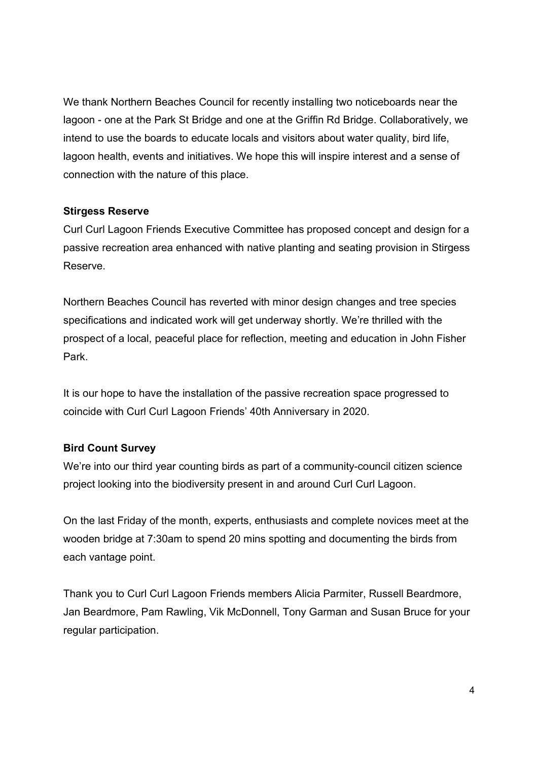We thank Northern Beaches Council for recently installing two noticeboards near the lagoon - one at the Park St Bridge and one at the Griffin Rd Bridge. Collaboratively, we intend to use the boards to educate locals and visitors about water quality, bird life, lagoon health, events and initiatives. We hope this will inspire interest and a sense of connection with the nature of this place.

**Stirgess Reserve**

Curl Curl Lagoon Friends Executive Committee has proposed concept and design for a passive recreation area enhanced with native planting and seating provision in Stirgess Reserve.

Northern Beaches Council has reverted with minor design changes and tree species specifications and indicated work will get underway shortly. We're thrilled with the prospect of a local, peaceful place for reflection, meeting and education in John Fisher Park.

It is our hope to have the installation of the passive recreation space progressed to coincide with Curl Curl Lagoon Friends' 40th Anniversary in 2020.

**Bird Count Survey**

We're into our third year counting birds as part of a community-council citizen science project looking into the biodiversity present in and around Curl Curl Lagoon.

On the last Friday of the month, experts, enthusiasts and complete novices meet at the wooden bridge at 7:30am to spend 20 mins spotting and documenting the birds from each vantage point.

Thank you to Curl Curl Lagoon Friends members Alicia Parmiter, Russell Beardmore, Jan Beardmore, Pam Rawling, Vik McDonnell, Tony Garman and Susan Bruce for your regular participation.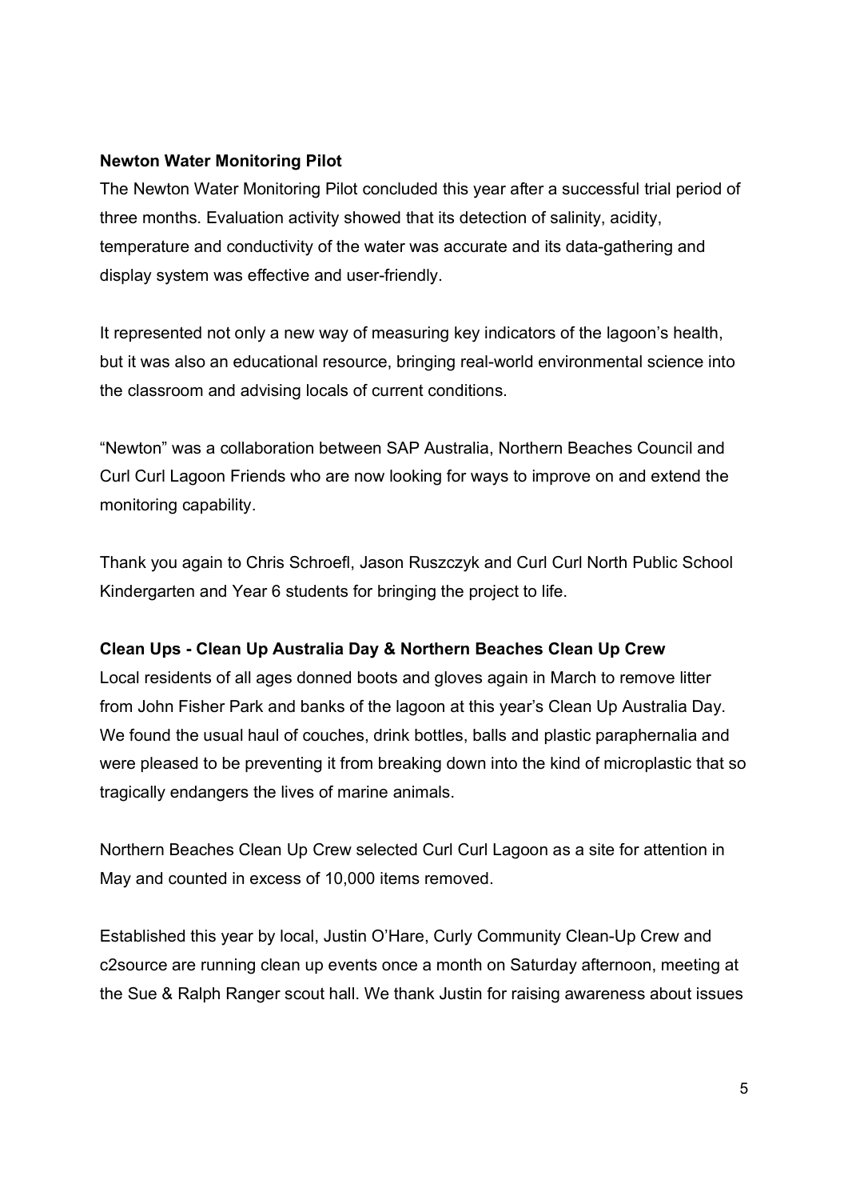**Newton Water Monitoring Pilot**

The Newton Water Monitoring Pilot concluded this year after a successful trial period of three months. Evaluation activity showed that its detection of salinity, acidity, temperature and conductivity of the water was accurate and its data-gathering and display system was effective and user-friendly.

It represented not only a new way of measuring key indicators of the lagoon's health, but it was also an educational resource, bringing real-world environmental science into the classroom and advising locals of current conditions.

"Newton" was a collaboration between SAP Australia, Northern Beaches Council and Curl Curl Lagoon Friends who are now looking for ways to improve on and extend the monitoring capability.

Thank you again to Chris Schroefl, Jason Ruszczyk and Curl Curl North Public School Kindergarten and Year 6 students for bringing the project to life.

**Clean Ups - Clean Up Australia Day & Northern Beaches Clean Up Crew**

Local residents of all ages donned boots and gloves again in March to remove litter from John Fisher Park and banks of the lagoon at this year's Clean Up Australia Day. We found the usual haul of couches, drink bottles, balls and plastic paraphernalia and were pleased to be preventing it from breaking down into the kind of microplastic that so tragically endangers the lives of marine animals.

Northern Beaches Clean Up Crew selected Curl Curl Lagoon as a site for attention in May and counted in excess of 10,000 items removed.

Established this year by local, Justin O'Hare, Curly Community Clean-Up Crew and c2source are running clean up events once a month on Saturday afternoon, meeting at the Sue & Ralph Ranger scout hall. We thank Justin for raising awareness about issues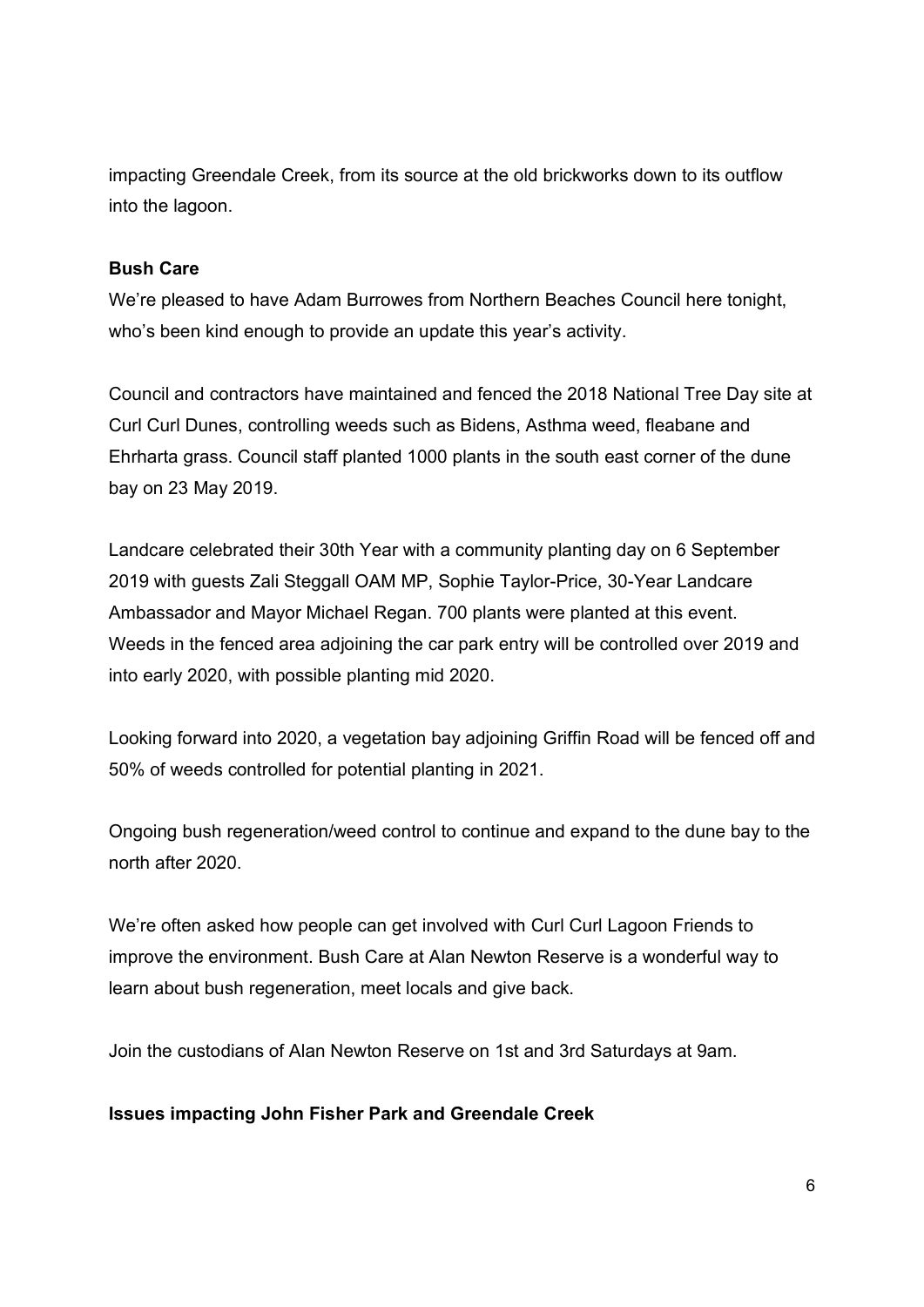impacting Greendale Creek, from its source at the old brickworks down to its outflow into the lagoon.

**Bush Care**

We're pleased to have Adam Burrowes from Northern Beaches Council here tonight, who's been kind enough to provide an update this year's activity.

Council and contractors have maintained and fenced the 2018 National Tree Day site at Curl Curl Dunes, controlling weeds such as Bidens, Asthma weed, fleabane and Ehrharta grass. Council staff planted 1000 plants in the south east corner of the dune bay on 23 May 2019.

Landcare celebrated their 30th Year with a community planting day on 6 September 2019 with guests Zali Steggall OAM MP, Sophie Taylor-Price, 30-Year Landcare Ambassador and Mayor Michael Regan. 700 plants were planted at this event. Weeds in the fenced area adjoining the car park entry will be controlled over 2019 and into early 2020, with possible planting mid 2020.

Looking forward into 2020, a vegetation bay adjoining Griffin Road will be fenced off and 50% of weeds controlled for potential planting in 2021.

Ongoing bush regeneration/weed control to continue and expand to the dune bay to the north after 2020.

We're often asked how people can get involved with Curl Curl Lagoon Friends to improve the environment. Bush Care at Alan Newton Reserve is a wonderful way to learn about bush regeneration, meet locals and give back.

Join the custodians of Alan Newton Reserve on 1st and 3rd Saturdays at 9am.

**Issues impacting John Fisher Park and Greendale Creek**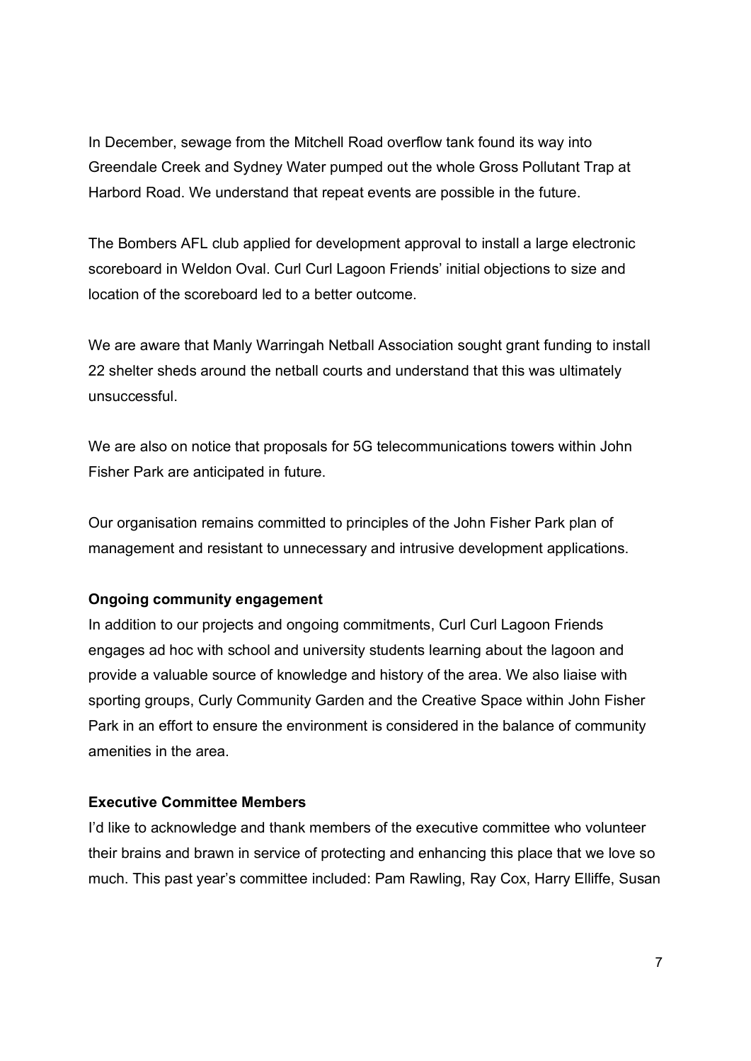In December, sewage from the Mitchell Road overflow tank found its way into Greendale Creek and Sydney Water pumped out the whole Gross Pollutant Trap at Harbord Road. We understand that repeat events are possible in the future.

The Bombers AFL club applied for development approval to install a large electronic scoreboard in Weldon Oval. Curl Curl Lagoon Friends' initial objections to size and location of the scoreboard led to a better outcome.

We are aware that Manly Warringah Netball Association sought grant funding to install 22 shelter sheds around the netball courts and understand that this was ultimately unsuccessful.

We are also on notice that proposals for 5G telecommunications towers within John Fisher Park are anticipated in future.

Our organisation remains committed to principles of the John Fisher Park plan of management and resistant to unnecessary and intrusive development applications.

**Ongoing community engagement**

In addition to our projects and ongoing commitments, Curl Curl Lagoon Friends engages ad hoc with school and university students learning about the lagoon and provide a valuable source of knowledge and history of the area. We also liaise with sporting groups, Curly Community Garden and the Creative Space within John Fisher Park in an effort to ensure the environment is considered in the balance of community amenities in the area.

**Executive Committee Members**

I'd like to acknowledge and thank members of the executive committee who volunteer their brains and brawn in service of protecting and enhancing this place that we love so much. This past year's committee included: Pam Rawling, Ray Cox, Harry Elliffe, Susan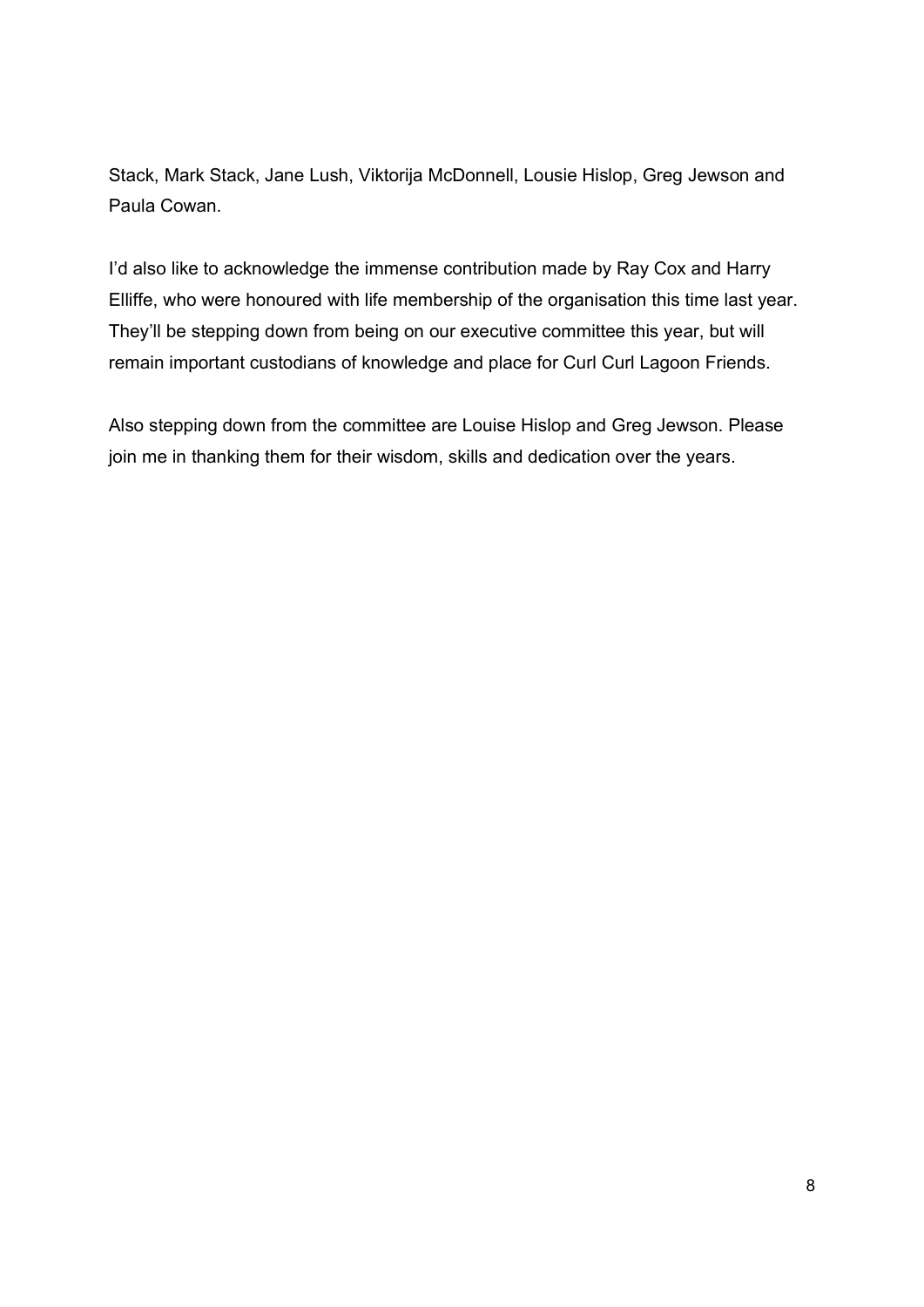Stack, Mark Stack, Jane Lush, Viktorija McDonnell, Lousie Hislop, Greg Jewson and Paula Cowan.

I'd also like to acknowledge the immense contribution made by Ray Cox and Harry Elliffe, who were honoured with life membership of the organisation this time last year. They'll be stepping down from being on our executive committee this year, but will remain important custodians of knowledge and place for Curl Curl Lagoon Friends.

Also stepping down from the committee are Louise Hislop and Greg Jewson. Please join me in thanking them for their wisdom, skills and dedication over the years.